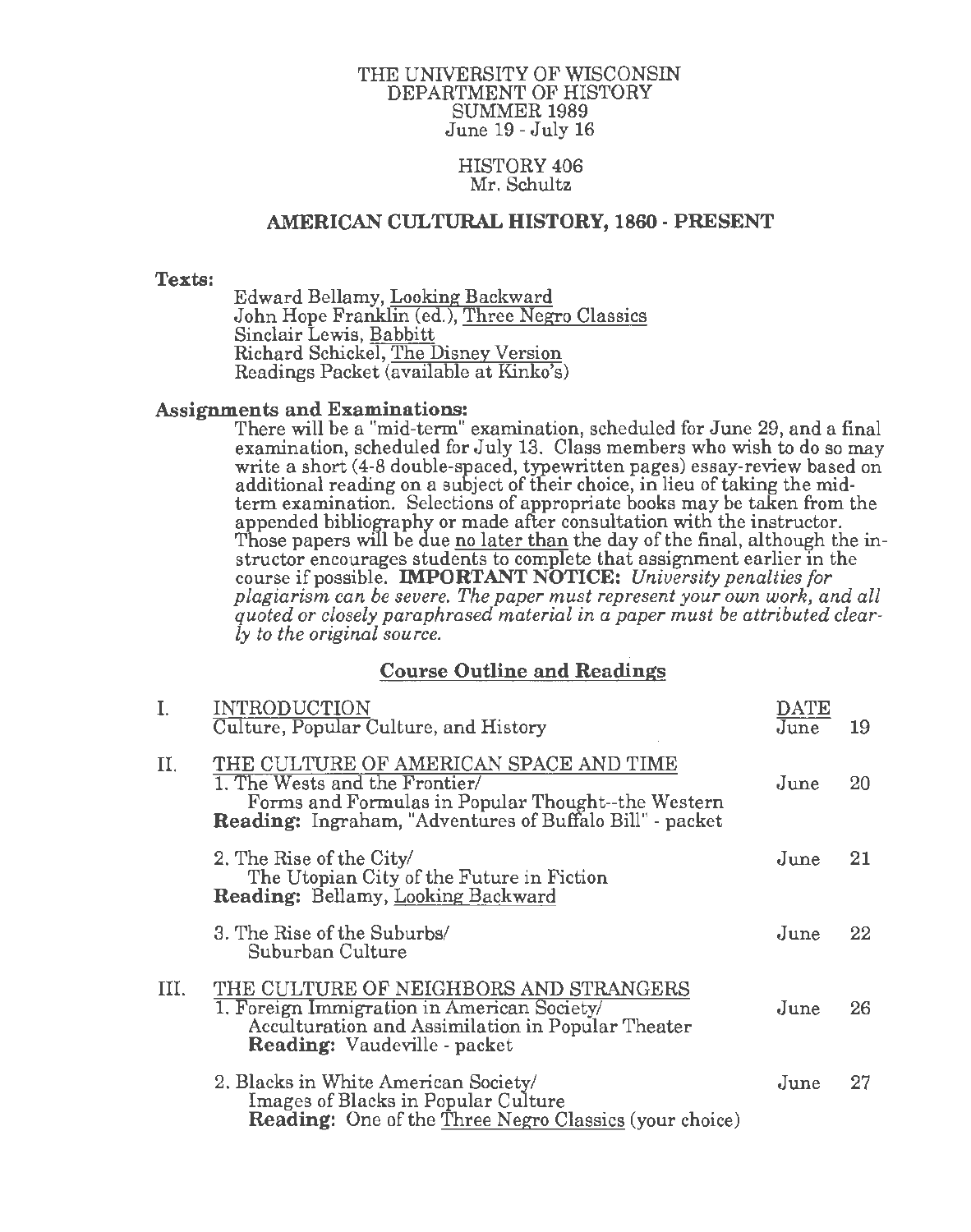THE UNIVERSITY OF WISCONSIN
DEPARTMENT OF HISTORY
SUMMER 1989
June 19 - July 16

HISTORY 406
Mr. Schultz

# AMERICAN CULTURAL HISTORY, 1860 - PRESENT

**Texts:**

Edward Bellamy, Looking Backward
John Hope Franklin (ed.), Three Negro Classics
Sinclair Lewis, Babbitt
Richard Schickel, The Disney Version
Readings Packet (available at Kinko's)

**Assignments and Examinations:**

There will be a "mid-term" examination, scheduled for June 29, and a final examination, scheduled for July 13. Class members who wish to do so may write a short (4-8 double-spaced, typewritten pages) essay-review based on additional reading on a subject of their choice, in lieu of taking the mid-term examination. Selections of appropriate books may be taken from the appended bibliography or made after consultation with the instructor. Those papers will be due no later than the day of the final, although the instructor encourages students to complete that assignment earlier in the course if possible. **IMPORTANT NOTICE:** *University penalties for plagiarism can be severe. The paper must represent your own work, and all quoted or closely paraphrased material in a paper must be attributed clearly to the original source.*

## Course Outline and Readings

| | | DATE | |
|---|---|---|---|
| I. | INTRODUCTION<br>Culture, Popular Culture, and History | June | 19 |
| II. | THE CULTURE OF AMERICAN SPACE AND TIME<br>1. The Wests and the Frontier/<br>Forms and Formulas in Popular Thought--the Western<br>**Reading:** Ingraham, "Adventures of Buffalo Bill" - packet | June | 20 |
| | 2. The Rise of the City/<br>The Utopian City of the Future in Fiction<br>**Reading:** Bellamy, Looking Backward | June | 21 |
| | 3. The Rise of the Suburbs/<br>Suburban Culture | June | 22 |
| III. | THE CULTURE OF NEIGHBORS AND STRANGERS<br>1. Foreign Immigration in American Society/<br>Acculturation and Assimilation in Popular Theater<br>**Reading:** Vaudeville - packet | June | 26 |
| | 2. Blacks in White American Society/<br>Images of Blacks in Popular Culture<br>**Reading:** One of the Three Negro Classics (your choice) | June | 27 |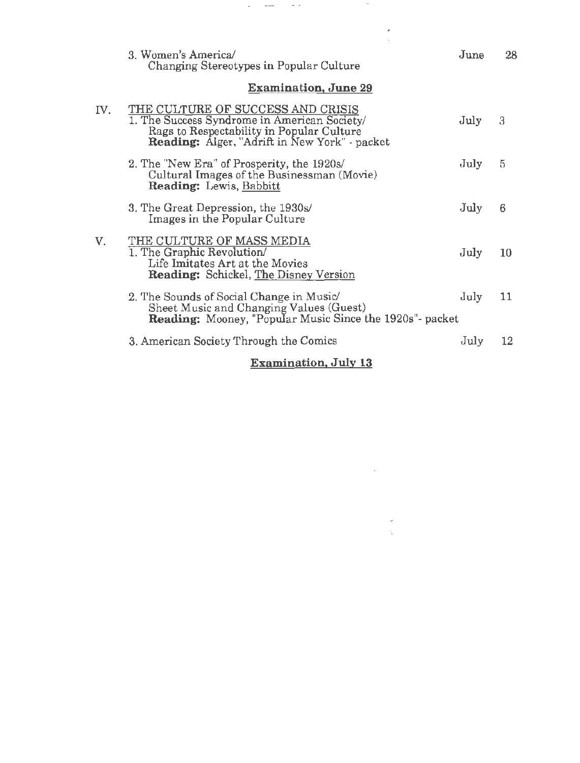3. Women's America/ Changing Stereotypes in Popular Culture — June 28

**Examination, June 29**

IV. THE CULTURE OF SUCCESS AND CRISIS

1. The Success Syndrome in American Society/ Rags to Respectability in Popular Culture — July 3
   **Reading:** Alger, "Adrift in New York" - packet

2. The "New Era" of Prosperity, the 1920s/ Cultural Images of the Businessman (Movie) — July 5
   **Reading:** Lewis, Babbitt

3. The Great Depression, the 1930s/ Images in the Popular Culture — July 6

V. THE CULTURE OF MASS MEDIA

1. The Graphic Revolution/ Life Imitates Art at the Movies — July 10
   **Reading:** Schickel, The Disney Version

2. The Sounds of Social Change in Music/ Sheet Music and Changing Values (Guest) — July 11
   **Reading:** Mooney, "Popular Music Since the 1920s"- packet

3. American Society Through the Comics — July 12

**Examination, July 13**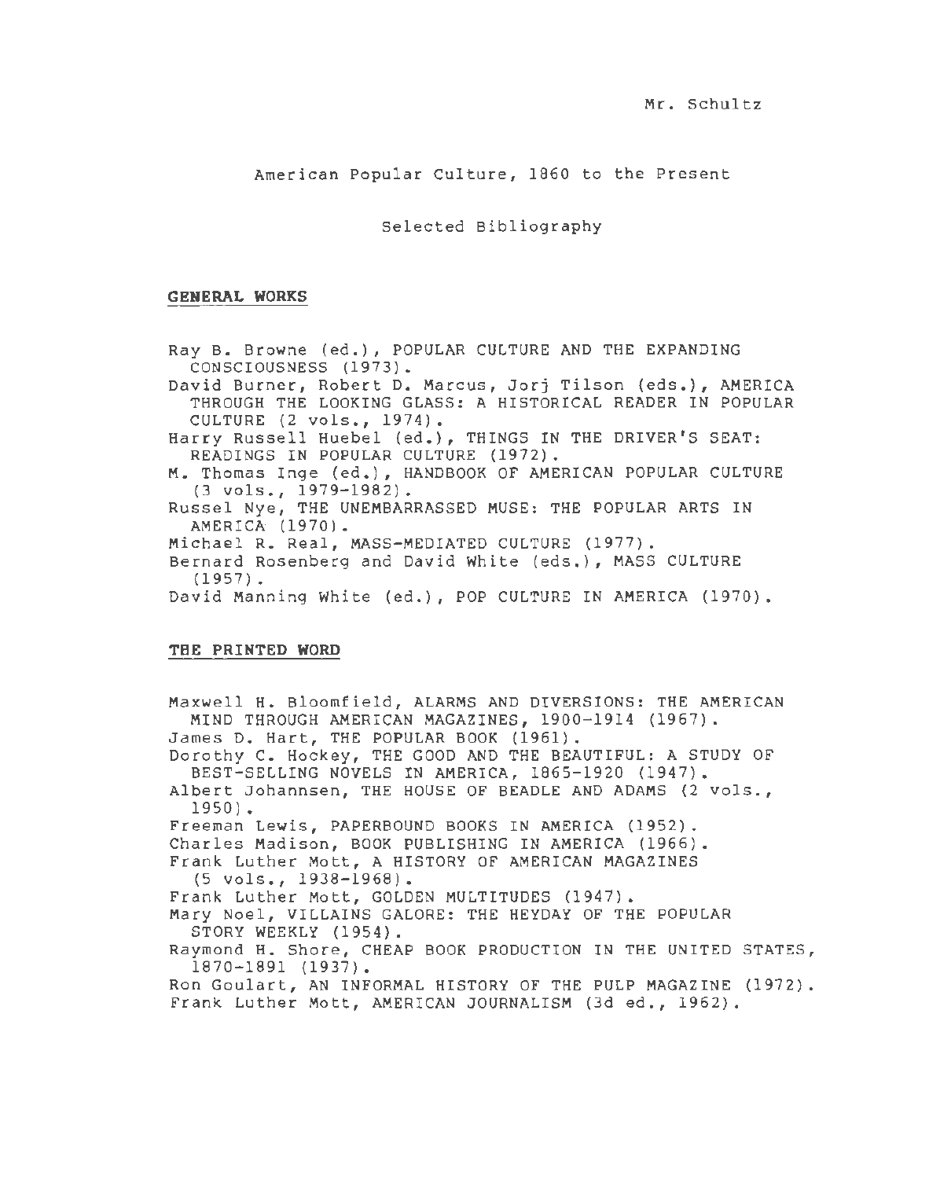Mr. Schultz

American Popular Culture, 1860 to the Present

Selected Bibliography

**GENERAL WORKS**

Ray B. Browne (ed.), POPULAR CULTURE AND THE EXPANDING CONSCIOUSNESS (1973).
David Burner, Robert D. Marcus, Jorj Tilson (eds.), AMERICA THROUGH THE LOOKING GLASS: A HISTORICAL READER IN POPULAR CULTURE (2 vols., 1974).
Harry Russell Huebel (ed.), THINGS IN THE DRIVER'S SEAT: READINGS IN POPULAR CULTURE (1972).
M. Thomas Inge (ed.), HANDBOOK OF AMERICAN POPULAR CULTURE (3 vols., 1979-1982).
Russel Nye, THE UNEMBARRASSED MUSE: THE POPULAR ARTS IN AMERICA (1970).
Michael R. Real, MASS-MEDIATED CULTURE (1977).
Bernard Rosenberg and David White (eds.), MASS CULTURE (1957).
David Manning White (ed.), POP CULTURE IN AMERICA (1970).

**THE PRINTED WORD**

Maxwell H. Bloomfield, ALARMS AND DIVERSIONS: THE AMERICAN MIND THROUGH AMERICAN MAGAZINES, 1900-1914 (1967).
James D. Hart, THE POPULAR BOOK (1961).
Dorothy C. Hockey, THE GOOD AND THE BEAUTIFUL: A STUDY OF BEST-SELLING NOVELS IN AMERICA, 1865-1920 (1947).
Albert Johannsen, THE HOUSE OF BEADLE AND ADAMS (2 vols., 1950).
Freeman Lewis, PAPERBOUND BOOKS IN AMERICA (1952).
Charles Madison, BOOK PUBLISHING IN AMERICA (1966).
Frank Luther Mott, A HISTORY OF AMERICAN MAGAZINES (5 vols., 1938-1968).
Frank Luther Mott, GOLDEN MULTITUDES (1947).
Mary Noel, VILLAINS GALORE: THE HEYDAY OF THE POPULAR STORY WEEKLY (1954).
Raymond H. Shore, CHEAP BOOK PRODUCTION IN THE UNITED STATES, 1870-1891 (1937).
Ron Goulart, AN INFORMAL HISTORY OF THE PULP MAGAZINE (1972).
Frank Luther Mott, AMERICAN JOURNALISM (3d ed., 1962).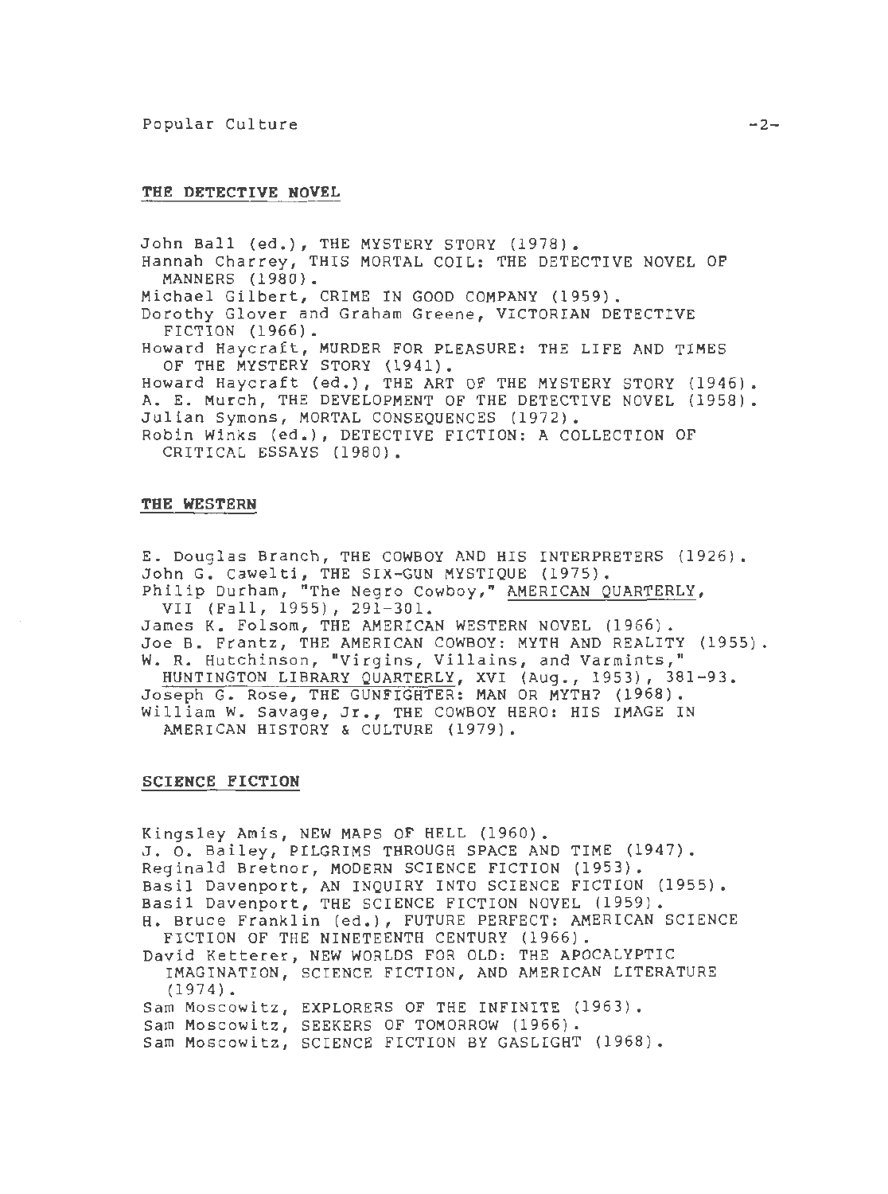## THE DETECTIVE NOVEL

John Ball (ed.), THE MYSTERY STORY (1978).
Hannah Charrey, THIS MORTAL COIL: THE DETECTIVE NOVEL OF MANNERS (1980).
Michael Gilbert, CRIME IN GOOD COMPANY (1959).
Dorothy Glover and Graham Greene, VICTORIAN DETECTIVE FICTION (1966).
Howard Haycraft, MURDER FOR PLEASURE: THE LIFE AND TIMES OF THE MYSTERY STORY (1941).
Howard Haycraft (ed.), THE ART OF THE MYSTERY STORY (1946).
A. E. Murch, THE DEVELOPMENT OF THE DETECTIVE NOVEL (1958).
Julian Symons, MORTAL CONSEQUENCES (1972).
Robin Winks (ed.), DETECTIVE FICTION: A COLLECTION OF CRITICAL ESSAYS (1980).

## THE WESTERN

E. Douglas Branch, THE COWBOY AND HIS INTERPRETERS (1926).
John G. Cawelti, THE SIX-GUN MYSTIQUE (1975).
Philip Durham, "The Negro Cowboy," AMERICAN QUARTERLY, VII (Fall, 1955), 291-301.
James K. Folsom, THE AMERICAN WESTERN NOVEL (1966).
Joe B. Frantz, THE AMERICAN COWBOY: MYTH AND REALITY (1955).
W. R. Hutchinson, "Virgins, Villains, and Varmints," HUNTINGTON LIBRARY QUARTERLY, XVI (Aug., 1953), 381-93.
Joseph G. Rose, THE GUNFIGHTER: MAN OR MYTH? (1968).
William W. Savage, Jr., THE COWBOY HERO: HIS IMAGE IN AMERICAN HISTORY & CULTURE (1979).

## SCIENCE FICTION

Kingsley Amis, NEW MAPS OF HELL (1960).
J. O. Bailey, PILGRIMS THROUGH SPACE AND TIME (1947).
Reginald Bretnor, MODERN SCIENCE FICTION (1953).
Basil Davenport, AN INQUIRY INTO SCIENCE FICTION (1955).
Basil Davenport, THE SCIENCE FICTION NOVEL (1959).
H. Bruce Franklin (ed.), FUTURE PERFECT: AMERICAN SCIENCE FICTION OF THE NINETEENTH CENTURY (1966).
David Ketterer, NEW WORLDS FOR OLD: THE APOCALYPTIC IMAGINATION, SCIENCE FICTION, AND AMERICAN LITERATURE (1974).
Sam Moscowitz, EXPLORERS OF THE INFINITE (1963).
Sam Moscowitz, SEEKERS OF TOMORROW (1966).
Sam Moscowitz, SCIENCE FICTION BY GASLIGHT (1968).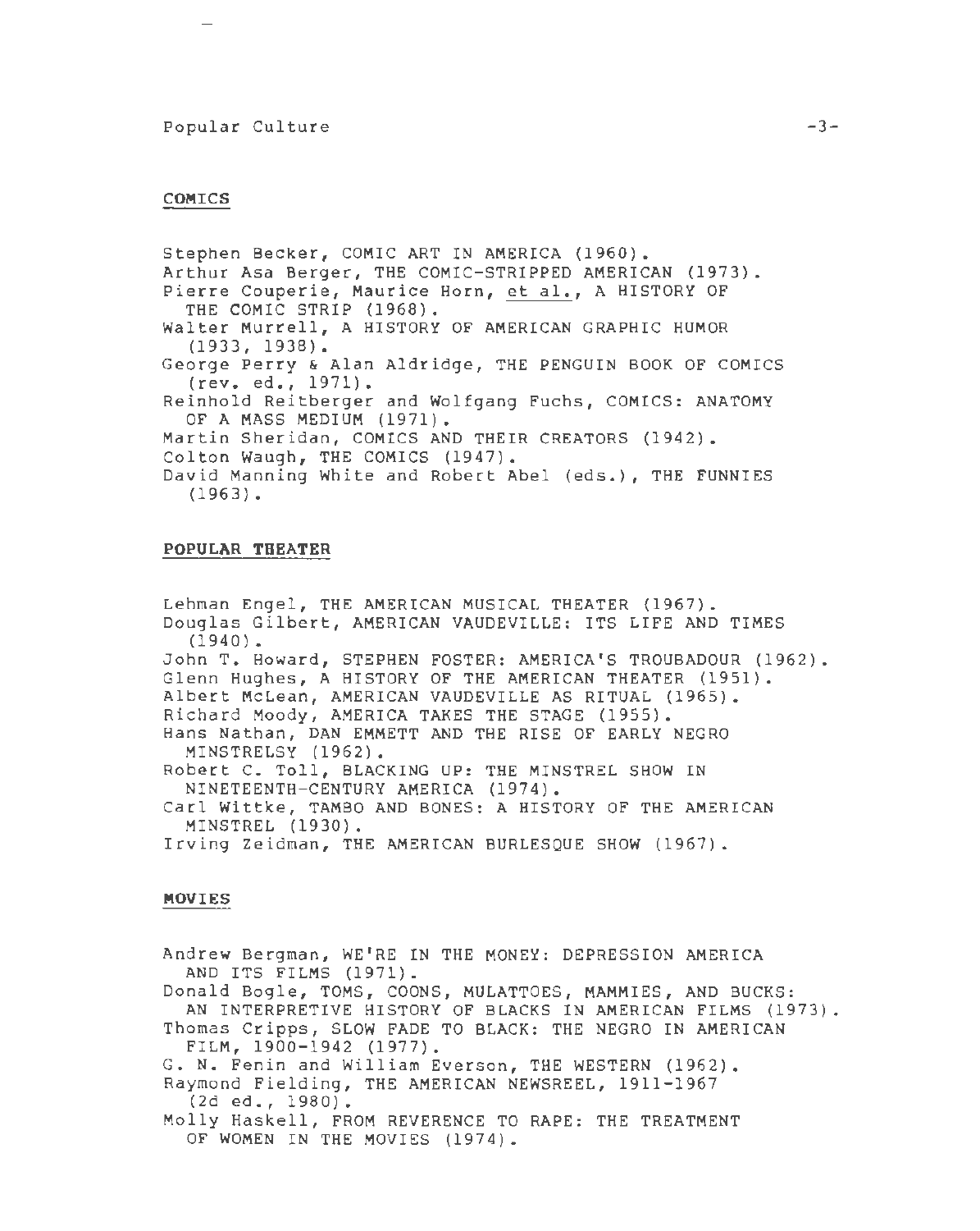## COMICS

Stephen Becker, COMIC ART IN AMERICA (1960).
Arthur Asa Berger, THE COMIC-STRIPPED AMERICAN (1973).
Pierre Couperie, Maurice Horn, <u>et al.</u>, A HISTORY OF THE COMIC STRIP (1968).
Walter Murrell, A HISTORY OF AMERICAN GRAPHIC HUMOR (1933, 1938).
George Perry & Alan Aldridge, THE PENGUIN BOOK OF COMICS (rev. ed., 1971).
Reinhold Reitberger and Wolfgang Fuchs, COMICS: ANATOMY OF A MASS MEDIUM (1971).
Martin Sheridan, COMICS AND THEIR CREATORS (1942).
Colton Waugh, THE COMICS (1947).
David Manning White and Robert Abel (eds.), THE FUNNIES (1963).

## POPULAR THEATER

Lehman Engel, THE AMERICAN MUSICAL THEATER (1967).
Douglas Gilbert, AMERICAN VAUDEVILLE: ITS LIFE AND TIMES (1940).
John T. Howard, STEPHEN FOSTER: AMERICA'S TROUBADOUR (1962).
Glenn Hughes, A HISTORY OF THE AMERICAN THEATER (1951).
Albert McLean, AMERICAN VAUDEVILLE AS RITUAL (1965).
Richard Moody, AMERICA TAKES THE STAGE (1955).
Hans Nathan, DAN EMMETT AND THE RISE OF EARLY NEGRO MINSTRELSY (1962).
Robert C. Toll, BLACKING UP: THE MINSTREL SHOW IN NINETEENTH-CENTURY AMERICA (1974).
Carl Wittke, TAMBO AND BONES: A HISTORY OF THE AMERICAN MINSTREL (1930).
Irving Zeidman, THE AMERICAN BURLESQUE SHOW (1967).

## MOVIES

Andrew Bergman, WE'RE IN THE MONEY: DEPRESSION AMERICA AND ITS FILMS (1971).
Donald Bogle, TOMS, COONS, MULATTOES, MAMMIES, AND BUCKS: AN INTERPRETIVE HISTORY OF BLACKS IN AMERICAN FILMS (1973).
Thomas Cripps, SLOW FADE TO BLACK: THE NEGRO IN AMERICAN FILM, 1900-1942 (1977).
G. N. Fenin and William Everson, THE WESTERN (1962).
Raymond Fielding, THE AMERICAN NEWSREEL, 1911-1967 (2d ed., 1980).
Molly Haskell, FROM REVERENCE TO RAPE: THE TREATMENT OF WOMEN IN THE MOVIES (1974).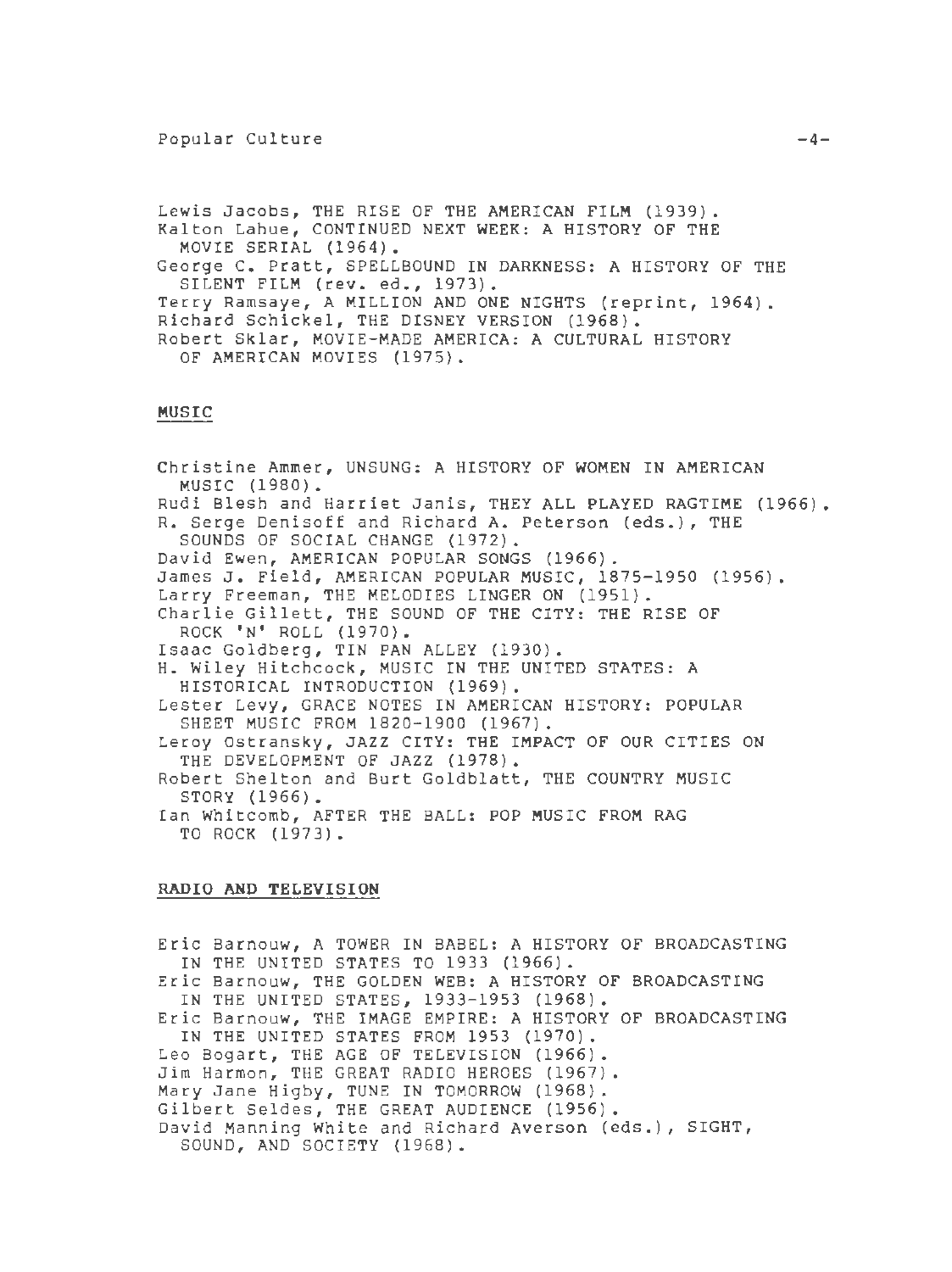Lewis Jacobs, THE RISE OF THE AMERICAN FILM (1939).
Kalton Lahue, CONTINUED NEXT WEEK: A HISTORY OF THE MOVIE SERIAL (1964).
George C. Pratt, SPELLBOUND IN DARKNESS: A HISTORY OF THE SILENT FILM (rev. ed., 1973).
Terry Ramsaye, A MILLION AND ONE NIGHTS (reprint, 1964).
Richard Schickel, THE DISNEY VERSION (1968).
Robert Sklar, MOVIE-MADE AMERICA: A CULTURAL HISTORY OF AMERICAN MOVIES (1975).

## MUSIC

Christine Ammer, UNSUNG: A HISTORY OF WOMEN IN AMERICAN MUSIC (1980).
Rudi Blesh and Harriet Janis, THEY ALL PLAYED RAGTIME (1966).
R. Serge Denisoff and Richard A. Peterson (eds.), THE SOUNDS OF SOCIAL CHANGE (1972).
David Ewen, AMERICAN POPULAR SONGS (1966).
James J. Field, AMERICAN POPULAR MUSIC, 1875-1950 (1956).
Larry Freeman, THE MELODIES LINGER ON (1951).
Charlie Gillett, THE SOUND OF THE CITY: THE RISE OF ROCK 'N' ROLL (1970).
Isaac Goldberg, TIN PAN ALLEY (1930).
H. Wiley Hitchcock, MUSIC IN THE UNITED STATES: A HISTORICAL INTRODUCTION (1969).
Lester Levy, GRACE NOTES IN AMERICAN HISTORY: POPULAR SHEET MUSIC FROM 1820-1900 (1967).
Leroy Ostransky, JAZZ CITY: THE IMPACT OF OUR CITIES ON THE DEVELOPMENT OF JAZZ (1978).
Robert Shelton and Burt Goldblatt, THE COUNTRY MUSIC STORY (1966).
Ian Whitcomb, AFTER THE BALL: POP MUSIC FROM RAG TO ROCK (1973).

## RADIO AND TELEVISION

Eric Barnouw, A TOWER IN BABEL: A HISTORY OF BROADCASTING IN THE UNITED STATES TO 1933 (1966).
Eric Barnouw, THE GOLDEN WEB: A HISTORY OF BROADCASTING IN THE UNITED STATES, 1933-1953 (1968).
Eric Barnouw, THE IMAGE EMPIRE: A HISTORY OF BROADCASTING IN THE UNITED STATES FROM 1953 (1970).
Leo Bogart, THE AGE OF TELEVISION (1966).
Jim Harmon, THE GREAT RADIO HEROES (1967).
Mary Jane Higby, TUNE IN TOMORROW (1968).
Gilbert Seldes, THE GREAT AUDIENCE (1956).
David Manning White and Richard Averson (eds.), SIGHT, SOUND, AND SOCIETY (1968).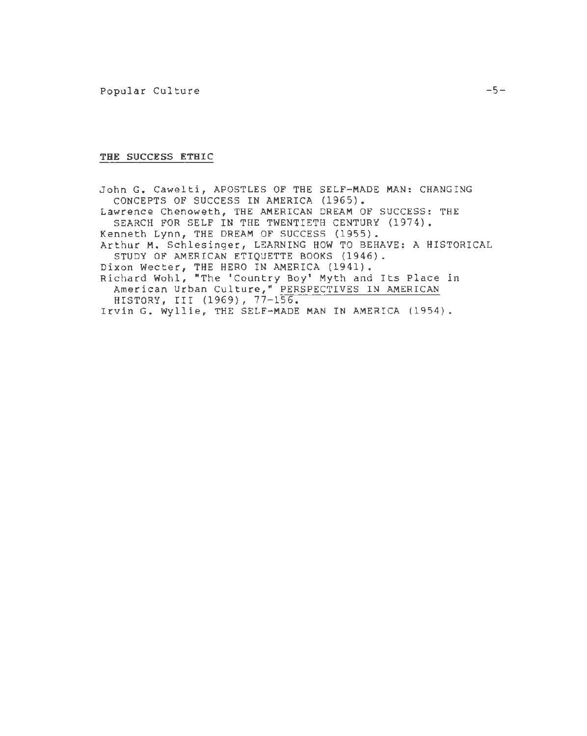## THE SUCCESS ETHIC

John G. Cawelti, APOSTLES OF THE SELF-MADE MAN: CHANGING CONCEPTS OF SUCCESS IN AMERICA (1965).

Lawrence Chenoweth, THE AMERICAN DREAM OF SUCCESS: THE SEARCH FOR SELF IN THE TWENTIETH CENTURY (1974).

Kenneth Lynn, THE DREAM OF SUCCESS (1955).

Arthur M. Schlesinger, LEARNING HOW TO BEHAVE: A HISTORICAL STUDY OF AMERICAN ETIQUETTE BOOKS (1946).

Dixon Wecter, THE HERO IN AMERICA (1941).

Richard Wohl, "The 'Country Boy' Myth and Its Place in American Urban Culture," PERSPECTIVES IN AMERICAN HISTORY, III (1969), 77-156.

Irvin G. Wyllie, THE SELF-MADE MAN IN AMERICA (1954).